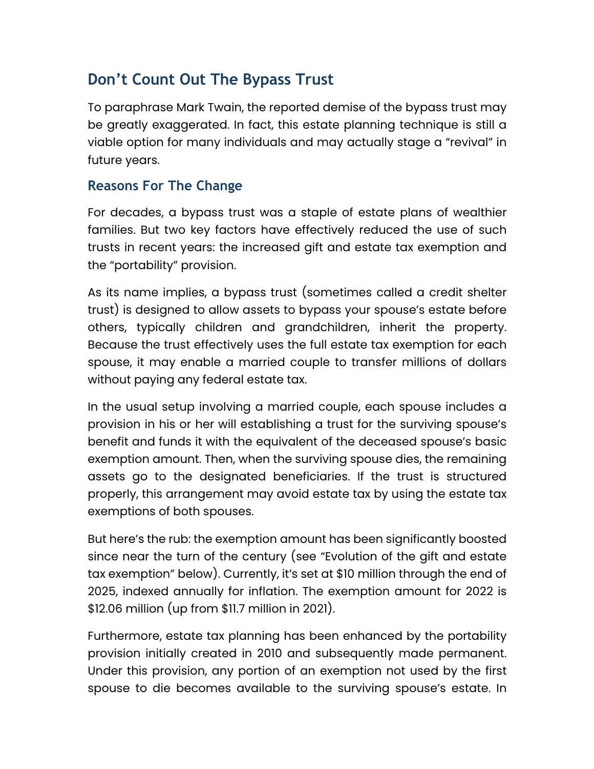## Don't Count Out The Bypass Trust

To paraphrase Mark Twain, the reported demise of the bypass trust may be greatly exaggerated. In fact, this estate planning technique is still a viable option for many individuals and may actually stage a "revival" in future years.

### Reasons For The Change

For decades, a bypass trust was a staple of estate plans of wealthier families. But two key factors have effectively reduced the use of such trusts in recent years: the increased gift and estate tax exemption and the "portability" provision.

As its name implies, a bypass trust (sometimes called a credit shelter trust) is designed to allow assets to bypass your spouse's estate before others, typically children and grandchildren, inherit the property. Because the trust effectively uses the full estate tax exemption for each spouse, it may enable a married couple to transfer millions of dollars without paying any federal estate tax.

In the usual setup involving a married couple, each spouse includes a provision in his or her will establishing a trust for the surviving spouse's benefit and funds it with the equivalent of the deceased spouse's basic exemption amount. Then, when the surviving spouse dies, the remaining assets go to the designated beneficiaries. If the trust is structured properly, this arrangement may avoid estate tax by using the estate tax exemptions of both spouses.

But here's the rub: the exemption amount has been significantly boosted since near the turn of the century (see "Evolution of the gift and estate tax exemption" below). Currently, it's set at $10 million through the end of 2025, indexed annually for inflation. The exemption amount for 2022 is $12.06 million (up from $11.7 million in 2021).

Furthermore, estate tax planning has been enhanced by the portability provision initially created in 2010 and subsequently made permanent. Under this provision, any portion of an exemption not used by the first spouse to die becomes available to the surviving spouse's estate. In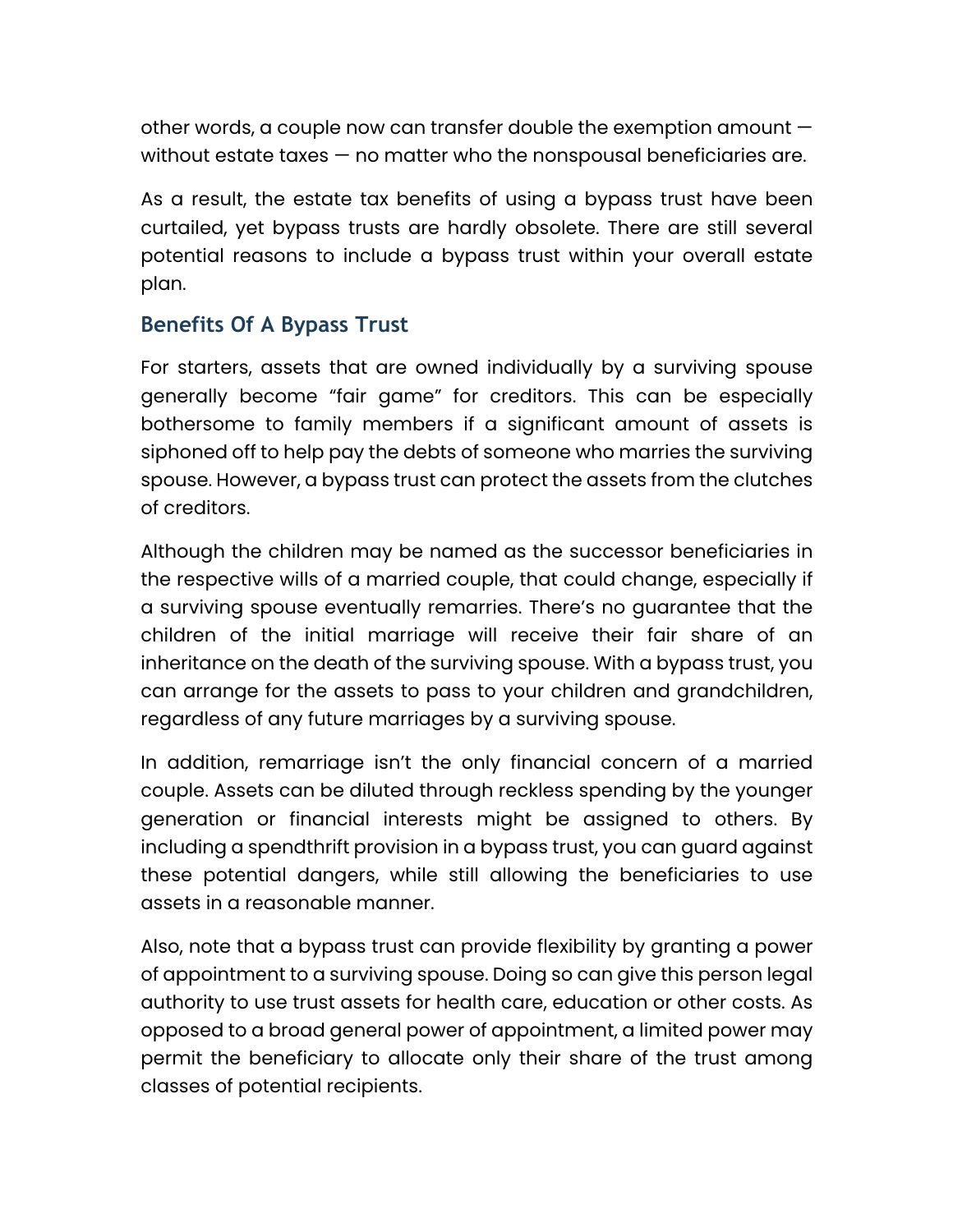other words, a couple now can transfer double the exemption amount — without estate taxes — no matter who the nonspousal beneficiaries are.

As a result, the estate tax benefits of using a bypass trust have been curtailed, yet bypass trusts are hardly obsolete. There are still several potential reasons to include a bypass trust within your overall estate plan.

## Benefits Of A Bypass Trust

For starters, assets that are owned individually by a surviving spouse generally become "fair game" for creditors. This can be especially bothersome to family members if a significant amount of assets is siphoned off to help pay the debts of someone who marries the surviving spouse. However, a bypass trust can protect the assets from the clutches of creditors.

Although the children may be named as the successor beneficiaries in the respective wills of a married couple, that could change, especially if a surviving spouse eventually remarries. There's no guarantee that the children of the initial marriage will receive their fair share of an inheritance on the death of the surviving spouse. With a bypass trust, you can arrange for the assets to pass to your children and grandchildren, regardless of any future marriages by a surviving spouse.

In addition, remarriage isn't the only financial concern of a married couple. Assets can be diluted through reckless spending by the younger generation or financial interests might be assigned to others. By including a spendthrift provision in a bypass trust, you can guard against these potential dangers, while still allowing the beneficiaries to use assets in a reasonable manner.

Also, note that a bypass trust can provide flexibility by granting a power of appointment to a surviving spouse. Doing so can give this person legal authority to use trust assets for health care, education or other costs. As opposed to a broad general power of appointment, a limited power may permit the beneficiary to allocate only their share of the trust among classes of potential recipients.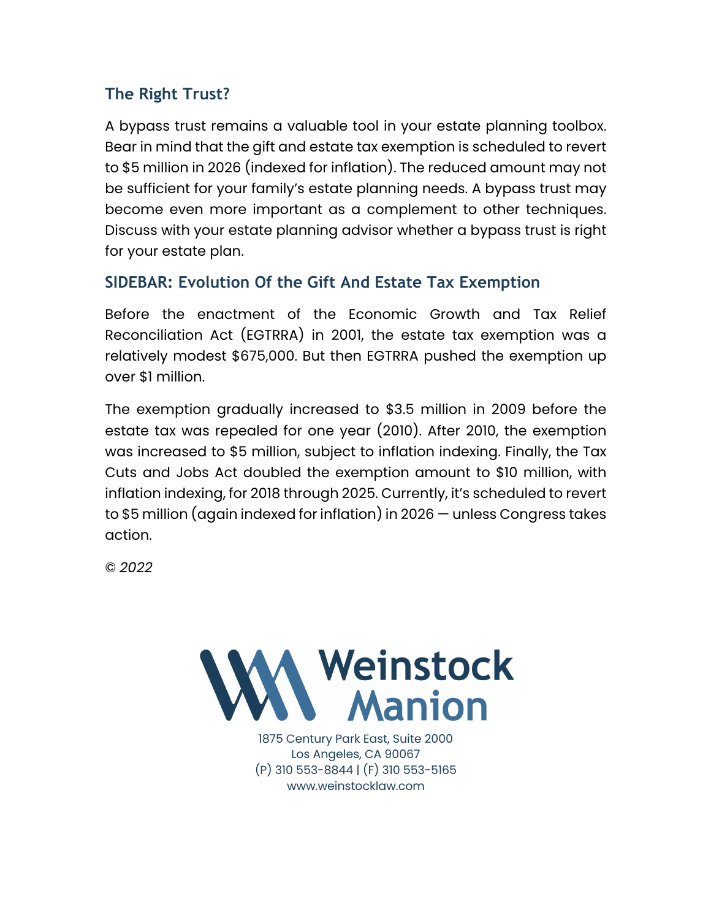## The Right Trust?

A bypass trust remains a valuable tool in your estate planning toolbox. Bear in mind that the gift and estate tax exemption is scheduled to revert to $5 million in 2026 (indexed for inflation). The reduced amount may not be sufficient for your family's estate planning needs. A bypass trust may become even more important as a complement to other techniques. Discuss with your estate planning advisor whether a bypass trust is right for your estate plan.

## SIDEBAR: Evolution Of the Gift And Estate Tax Exemption

Before the enactment of the Economic Growth and Tax Relief Reconciliation Act (EGTRRA) in 2001, the estate tax exemption was a relatively modest $675,000. But then EGTRRA pushed the exemption up over $1 million.

The exemption gradually increased to $3.5 million in 2009 before the estate tax was repealed for one year (2010). After 2010, the exemption was increased to $5 million, subject to inflation indexing. Finally, the Tax Cuts and Jobs Act doubled the exemption amount to $10 million, with inflation indexing, for 2018 through 2025. Currently, it's scheduled to revert to $5 million (again indexed for inflation) in 2026 — unless Congress takes action.

© *2022*

Weinstock Manion

1875 Century Park East, Suite 2000
Los Angeles, CA 90067
(P) 310 553-8844 | (F) 310 553-5165
www.weinstocklaw.com